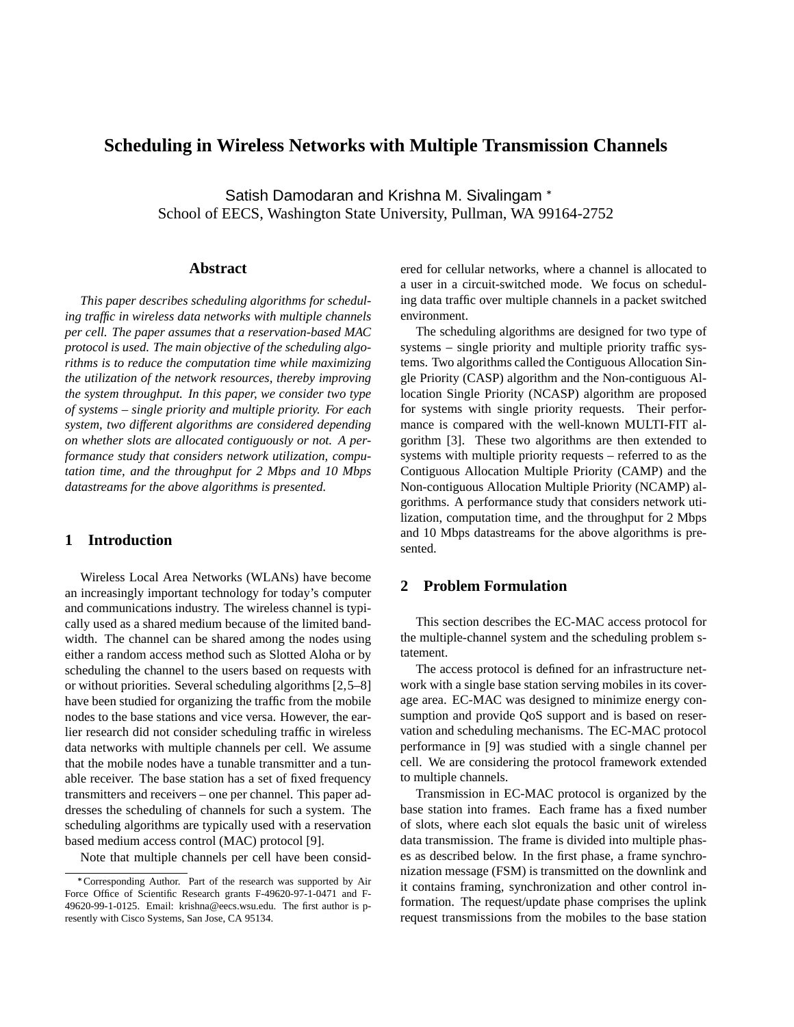# Scheduling in Wireless Networks with Multiple Transmission Channels

Satish Damodaran and Krishna M. Sivalingam *
School of EECS, Washington State University, Pullman, WA 99164-2752

## Abstract

*This paper describes scheduling algorithms for scheduling traffic in wireless data networks with multiple channels per cell. The paper assumes that a reservation-based MAC protocol is used. The main objective of the scheduling algorithms is to reduce the computation time while maximizing the utilization of the network resources, thereby improving the system throughput. In this paper, we consider two type of systems – single priority and multiple priority. For each system, two different algorithms are considered depending on whether slots are allocated contiguously or not. A performance study that considers network utilization, computation time, and the throughput for 2 Mbps and 10 Mbps datastreams for the above algorithms is presented.*

## 1 Introduction

Wireless Local Area Networks (WLANs) have become an increasingly important technology for today's computer and communications industry. The wireless channel is typically used as a shared medium because of the limited bandwidth. The channel can be shared among the nodes using either a random access method such as Slotted Aloha or by scheduling the channel to the users based on requests with or without priorities. Several scheduling algorithms [2,5–8] have been studied for organizing the traffic from the mobile nodes to the base stations and vice versa. However, the earlier research did not consider scheduling traffic in wireless data networks with multiple channels per cell. We assume that the mobile nodes have a tunable transmitter and a tunable receiver. The base station has a set of fixed frequency transmitters and receivers – one per channel. This paper addresses the scheduling of channels for such a system. The scheduling algorithms are typically used with a reservation based medium access control (MAC) protocol [9].

Note that multiple channels per cell have been considered for cellular networks, where a channel is allocated to a user in a circuit-switched mode. We focus on scheduling data traffic over multiple channels in a packet switched environment.

The scheduling algorithms are designed for two type of systems – single priority and multiple priority traffic systems. Two algorithms called the Contiguous Allocation Single Priority (CASP) algorithm and the Non-contiguous Allocation Single Priority (NCASP) algorithm are proposed for systems with single priority requests. Their performance is compared with the well-known MULTI-FIT algorithm [3]. These two algorithms are then extended to systems with multiple priority requests – referred to as the Contiguous Allocation Multiple Priority (CAMP) and the Non-contiguous Allocation Multiple Priority (NCAMP) algorithms. A performance study that considers network utilization, computation time, and the throughput for 2 Mbps and 10 Mbps datastreams for the above algorithms is presented.

## 2 Problem Formulation

This section describes the EC-MAC access protocol for the multiple-channel system and the scheduling problem statement.

The access protocol is defined for an infrastructure network with a single base station serving mobiles in its coverage area. EC-MAC was designed to minimize energy consumption and provide QoS support and is based on reservation and scheduling mechanisms. The EC-MAC protocol performance in [9] was studied with a single channel per cell. We are considering the protocol framework extended to multiple channels.

Transmission in EC-MAC protocol is organized by the base station into frames. Each frame has a fixed number of slots, where each slot equals the basic unit of wireless data transmission. The frame is divided into multiple phases as described below. In the first phase, a frame synchronization message (FSM) is transmitted on the downlink and it contains framing, synchronization and other control information. The request/update phase comprises the uplink request transmissions from the mobiles to the base station

*Corresponding Author. Part of the research was supported by Air Force Office of Scientific Research grants F-49620-97-1-0471 and F-49620-99-1-0125. Email: krishna@eecs.wsu.edu. The first author is presently with Cisco Systems, San Jose, CA 95134.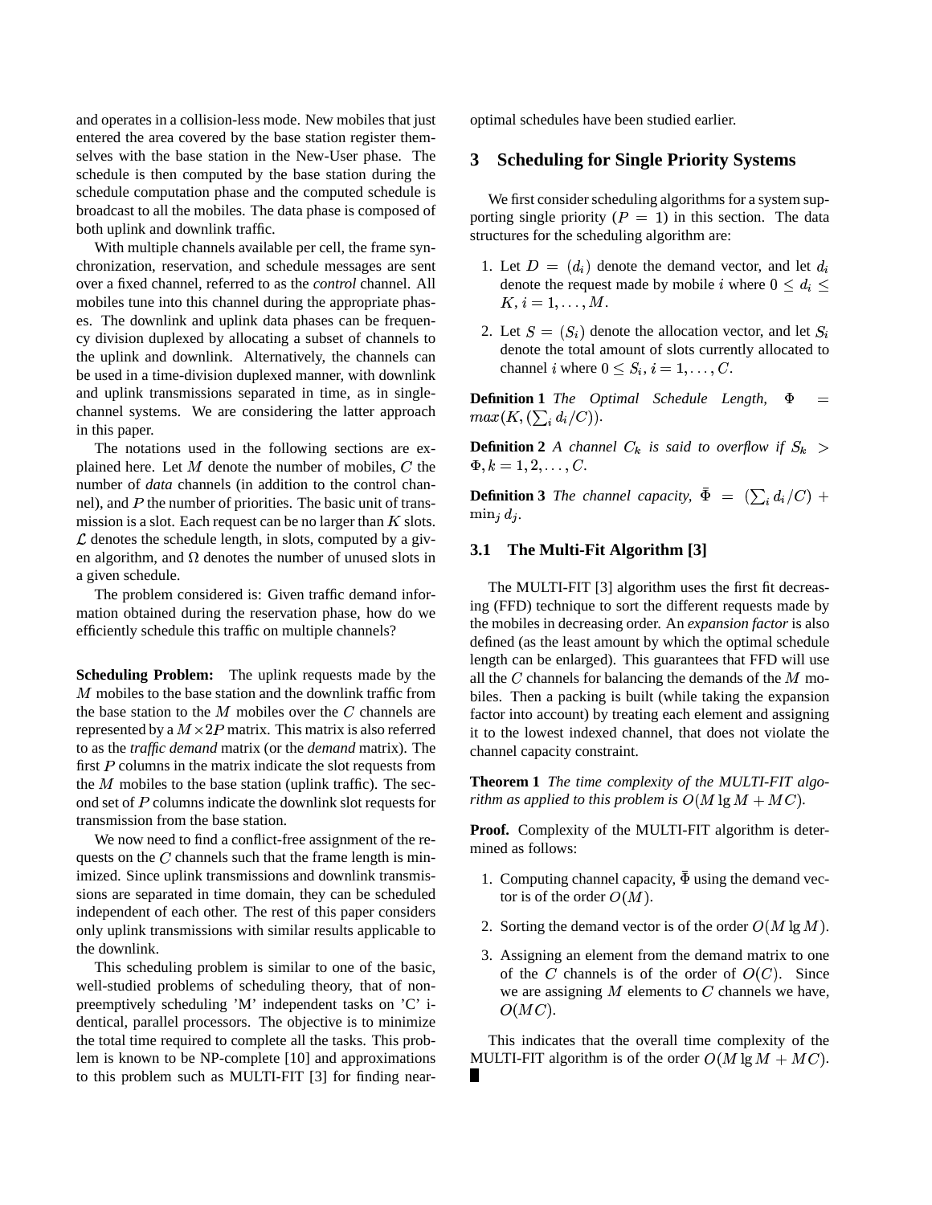and operates in a collision-less mode. New mobiles that just entered the area covered by the base station register themselves with the base station in the New-User phase. The schedule is then computed by the base station during the schedule computation phase and the computed schedule is broadcast to all the mobiles. The data phase is composed of both uplink and downlink traffic.

With multiple channels available per cell, the frame synchronization, reservation, and schedule messages are sent over a fixed channel, referred to as the *control* channel. All mobiles tune into this channel during the appropriate phases. The downlink and uplink data phases can be frequency division duplexed by allocating a subset of channels to the uplink and downlink. Alternatively, the channels can be used in a time-division duplexed manner, with downlink and uplink transmissions separated in time, as in single-channel systems. We are considering the latter approach in this paper.

The notations used in the following sections are explained here. Let $M$ denote the number of mobiles, $C$ the number of *data* channels (in addition to the control channel), and $P$ the number of priorities. The basic unit of transmission is a slot. Each request can be no larger than $K$ slots. $\mathcal{L}$ denotes the schedule length, in slots, computed by a given algorithm, and $\Omega$ denotes the number of unused slots in a given schedule.

The problem considered is: Given traffic demand information obtained during the reservation phase, how do we efficiently schedule this traffic on multiple channels?

**Scheduling Problem:** The uplink requests made by the $M$ mobiles to the base station and the downlink traffic from the base station to the $M$ mobiles over the $C$ channels are represented by a $M \times 2P$ matrix. This matrix is also referred to as the *traffic demand* matrix (or the *demand* matrix). The first $P$ columns in the matrix indicate the slot requests from the $M$ mobiles to the base station (uplink traffic). The second set of $P$ columns indicate the downlink slot requests for transmission from the base station.

We now need to find a conflict-free assignment of the requests on the $C$ channels such that the frame length is minimized. Since uplink transmissions and downlink transmissions are separated in time domain, they can be scheduled independent of each other. The rest of this paper considers only uplink transmissions with similar results applicable to the downlink.

This scheduling problem is similar to one of the basic, well-studied problems of scheduling theory, that of non-preemptively scheduling 'M' independent tasks on 'C' identical, parallel processors. The objective is to minimize the total time required to complete all the tasks. This problem is known to be NP-complete [10] and approximations to this problem such as MULTI-FIT [3] for finding near-optimal schedules have been studied earlier.

## 3 Scheduling for Single Priority Systems

We first consider scheduling algorithms for a system supporting single priority ($P = 1$) in this section. The data structures for the scheduling algorithm are:

1. Let $D = (d_i)$ denote the demand vector, and let $d_i$ denote the request made by mobile $i$ where $0 \leq d_i \leq K, i = 1, \ldots, M$.
2. Let $S = (S_i)$ denote the allocation vector, and let $S_i$ denote the total amount of slots currently allocated to channel $i$ where $0 \leq S_i, i = 1, \ldots, C$.

**Definition 1** *The Optimal Schedule Length,* $\Phi = max(K, (\sum_i d_i/C))$.

**Definition 2** *A channel* $C_k$ *is said to overflow if* $S_k > \Phi, k = 1, 2, \ldots, C$.

**Definition 3** *The channel capacity,* $\bar{\Phi} = (\sum_i d_i/C) + \min_j d_j$.

### 3.1 The Multi-Fit Algorithm [3]

The MULTI-FIT [3] algorithm uses the first fit decreasing (FFD) technique to sort the different requests made by the mobiles in decreasing order. An *expansion factor* is also defined (as the least amount by which the optimal schedule length can be enlarged). This guarantees that FFD will use all the $C$ channels for balancing the demands of the $M$ mobiles. Then a packing is built (while taking the expansion factor into account) by treating each element and assigning it to the lowest indexed channel, that does not violate the channel capacity constraint.

**Theorem 1** *The time complexity of the MULTI-FIT algorithm as applied to this problem is* $O(M \lg M + MC)$.

**Proof.** Complexity of the MULTI-FIT algorithm is determined as follows:

1. Computing channel capacity, $\bar{\Phi}$ using the demand vector is of the order $O(M)$.
2. Sorting the demand vector is of the order $O(M \lg M)$.
3. Assigning an element from the demand matrix to one of the $C$ channels is of the order of $O(C)$. Since we are assigning $M$ elements to $C$ channels we have, $O(MC)$.

This indicates that the overall time complexity of the MULTI-FIT algorithm is of the order $O(M \lg M + MC)$. ∎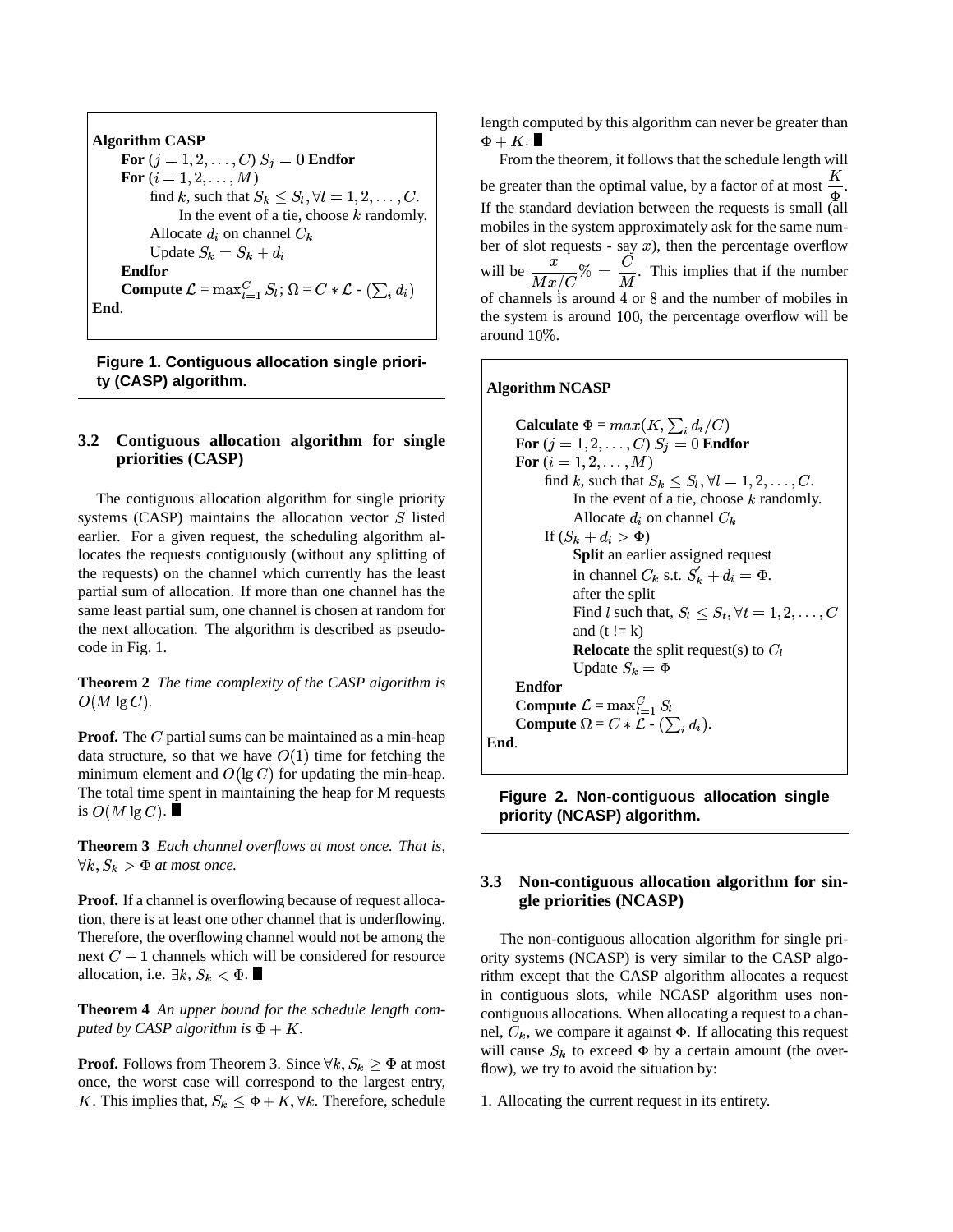```
Algorithm CASP
    For (j = 1, 2, ..., C) S_j = 0 Endfor
    For (i = 1, 2, ..., M)
        find k, such that S_k ≤ S_l, ∀l = 1, 2, ..., C.
            In the event of a tie, choose k randomly.
        Allocate d_i on channel C_k
        Update S_k = S_k + d_i
    Endfor
    Compute L = max_{l=1}^{C} S_l; Ω = C * L - (Σ_i d_i)
End.
```

**Figure 1. Contiguous allocation single priority (CASP) algorithm.**

### 3.2 Contiguous allocation algorithm for single priorities (CASP)

The contiguous allocation algorithm for single priority systems (CASP) maintains the allocation vector $S$ listed earlier. For a given request, the scheduling algorithm allocates the requests contiguously (without any splitting of the requests) on the channel which currently has the least partial sum of allocation. If more than one channel has the same least partial sum, one channel is chosen at random for the next allocation. The algorithm is described as pseudocode in Fig. 1.

**Theorem 2** *The time complexity of the CASP algorithm is* $O(M \lg C)$.

**Proof.** The $C$ partial sums can be maintained as a min-heap data structure, so that we have $O(1)$ time for fetching the minimum element and $O(\lg C)$ for updating the min-heap. The total time spent in maintaining the heap for M requests is $O(M \lg C)$. ■

**Theorem 3** *Each channel overflows at most once. That is,* $\forall k, S_k > \Phi$ *at most once.*

**Proof.** If a channel is overflowing because of request allocation, there is at least one other channel that is underflowing. Therefore, the overflowing channel would not be among the next $C-1$ channels which will be considered for resource allocation, i.e. $\exists k,\ S_k < \Phi$. ■

**Theorem 4** *An upper bound for the schedule length computed by CASP algorithm is* $\Phi + K$.

**Proof.** Follows from Theorem 3. Since $\forall k, S_k \geq \Phi$ at most once, the worst case will correspond to the largest entry, $K$. This implies that, $S_k \leq \Phi + K, \forall k$. Therefore, schedule length computed by this algorithm can never be greater than $\Phi + K$. ■

From the theorem, it follows that the schedule length will be greater than the optimal value, by a factor of at most $\frac{K}{\Phi}$. If the standard deviation between the requests is small (all mobiles in the system approximately ask for the same number of slot requests - say $x$), then the percentage overflow will be $\frac{x}{Mx/C}\% = \frac{C}{M}$. This implies that if the number of channels is around 4 or 8 and the number of mobiles in the system is around 100, the percentage overflow will be around 10%.

```
Algorithm NCASP

    Calculate Φ = max(K, Σ_i d_i/C)
    For (j = 1, 2, ..., C) S_j = 0 Endfor
    For (i = 1, 2, ..., M)
        find k, such that S_k ≤ S_l, ∀l = 1, 2, ..., C.
            In the event of a tie, choose k randomly.
            Allocate d_i on channel C_k
        If (S_k + d_i > Φ)
            Split an earlier assigned request
            in channel C_k s.t. S'_k + d_i = Φ.
            after the split
            Find l such that, S_l ≤ S_t, ∀t = 1, 2, ..., C
            and (t != k)
            Relocate the split request(s) to C_l
            Update S_k = Φ
    Endfor
    Compute L = max_{l=1}^{C} S_l
    Compute Ω = C * L - (Σ_i d_i).
End.
```

**Figure 2. Non-contiguous allocation single priority (NCASP) algorithm.**

### 3.3 Non-contiguous allocation algorithm for single priorities (NCASP)

The non-contiguous allocation algorithm for single priority systems (NCASP) is very similar to the CASP algorithm except that the CASP algorithm allocates a request in contiguous slots, while NCASP algorithm uses non-contiguous allocations. When allocating a request to a channel, $C_k$, we compare it against $\Phi$. If allocating this request will cause $S_k$ to exceed $\Phi$ by a certain amount (the overflow), we try to avoid the situation by:

1. Allocating the current request in its entirety.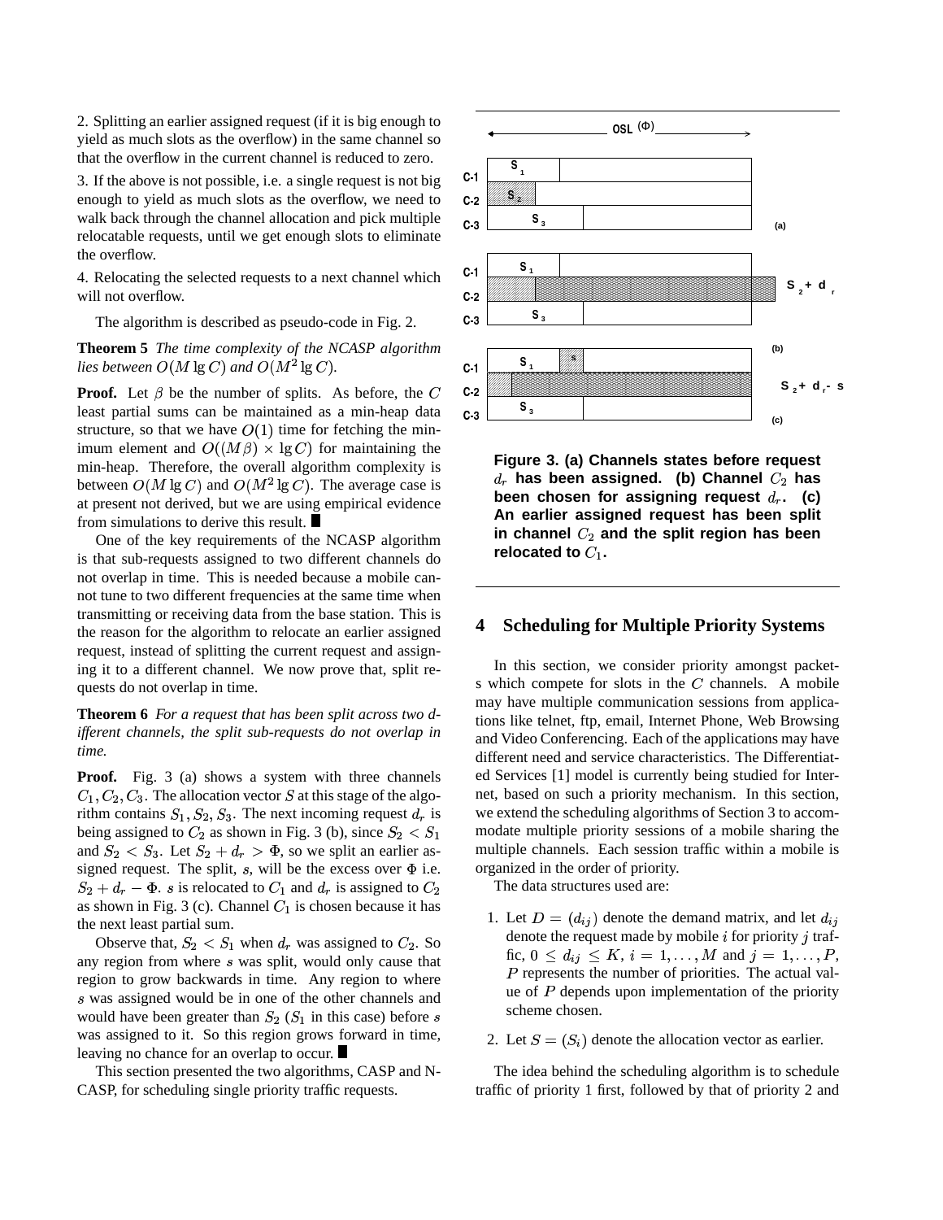2. Splitting an earlier assigned request (if it is big enough to yield as much slots as the overflow) in the same channel so that the overflow in the current channel is reduced to zero.

3. If the above is not possible, i.e. a single request is not big enough to yield as much slots as the overflow, we need to walk back through the channel allocation and pick multiple relocatable requests, until we get enough slots to eliminate the overflow.

4. Relocating the selected requests to a next channel which will not overflow.

The algorithm is described as pseudo-code in Fig. 2.

**Theorem 5** *The time complexity of the NCASP algorithm lies between $O(M \lg C)$ and $O(M^2 \lg C)$.*

**Proof.** Let $\beta$ be the number of splits. As before, the $C$ least partial sums can be maintained as a min-heap data structure, so that we have $O(1)$ time for fetching the minimum element and $O((M\beta) \times \lg C)$ for maintaining the min-heap. Therefore, the overall algorithm complexity is between $O(M \lg C)$ and $O(M^2 \lg C)$. The average case is at present not derived, but we are using empirical evidence from simulations to derive this result. ∎

One of the key requirements of the NCASP algorithm is that sub-requests assigned to two different channels do not overlap in time. This is needed because a mobile cannot tune to two different frequencies at the same time when transmitting or receiving data from the base station. This is the reason for the algorithm to relocate an earlier assigned request, instead of splitting the current request and assigning it to a different channel. We now prove that, split requests do not overlap in time.

**Theorem 6** *For a request that has been split across two different channels, the split sub-requests do not overlap in time.*

**Proof.** Fig. 3 (a) shows a system with three channels $C_1, C_2, C_3$. The allocation vector $S$ at this stage of the algorithm contains $S_1, S_2, S_3$. The next incoming request $d_r$ is being assigned to $C_2$ as shown in Fig. 3 (b), since $S_2 < S_1$ and $S_2 < S_3$. Let $S_2 + d_r > \Phi$, so we split an earlier assigned request. The split, $s$, will be the excess over $\Phi$ i.e. $S_2 + d_r - \Phi$. $s$ is relocated to $C_1$ and $d_r$ is assigned to $C_2$ as shown in Fig. 3 (c). Channel $C_1$ is chosen because it has the next least partial sum.

Observe that, $S_2 < S_1$ when $d_r$ was assigned to $C_2$. So any region from where $s$ was split, would only cause that region to grow backwards in time. Any region to where $s$ was assigned would be in one of the other channels and would have been greater than $S_2$ ($S_1$ in this case) before $s$ was assigned to it. So this region grows forward in time, leaving no chance for an overlap to occur. ∎

This section presented the two algorithms, CASP and NCASP, for scheduling single priority traffic requests.

**Figure 3. (a) Channels states before request $d_r$ has been assigned. (b) Channel $C_2$ has been chosen for assigning request $d_r$. (c) An earlier assigned request has been split in channel $C_2$ and the split region has been relocated to $C_1$.**

## 4 Scheduling for Multiple Priority Systems

In this section, we consider priority amongst packets which compete for slots in the $C$ channels. A mobile may have multiple communication sessions from applications like telnet, ftp, email, Internet Phone, Web Browsing and Video Conferencing. Each of the applications may have different need and service characteristics. The Differentiated Services [1] model is currently being studied for Internet, based on such a priority mechanism. In this section, we extend the scheduling algorithms of Section 3 to accommodate multiple priority sessions of a mobile sharing the multiple channels. Each session traffic within a mobile is organized in the order of priority.

The data structures used are:

1. Let $D = (d_{ij})$ denote the demand matrix, and let $d_{ij}$ denote the request made by mobile $i$ for priority $j$ traffic, $0 \leq d_{ij} \leq K$, $i = 1, \ldots, M$ and $j = 1, \ldots, P$, $P$ represents the number of priorities. The actual value of $P$ depends upon implementation of the priority scheme chosen.

2. Let $S = (S_i)$ denote the allocation vector as earlier.

The idea behind the scheduling algorithm is to schedule traffic of priority 1 first, followed by that of priority 2 and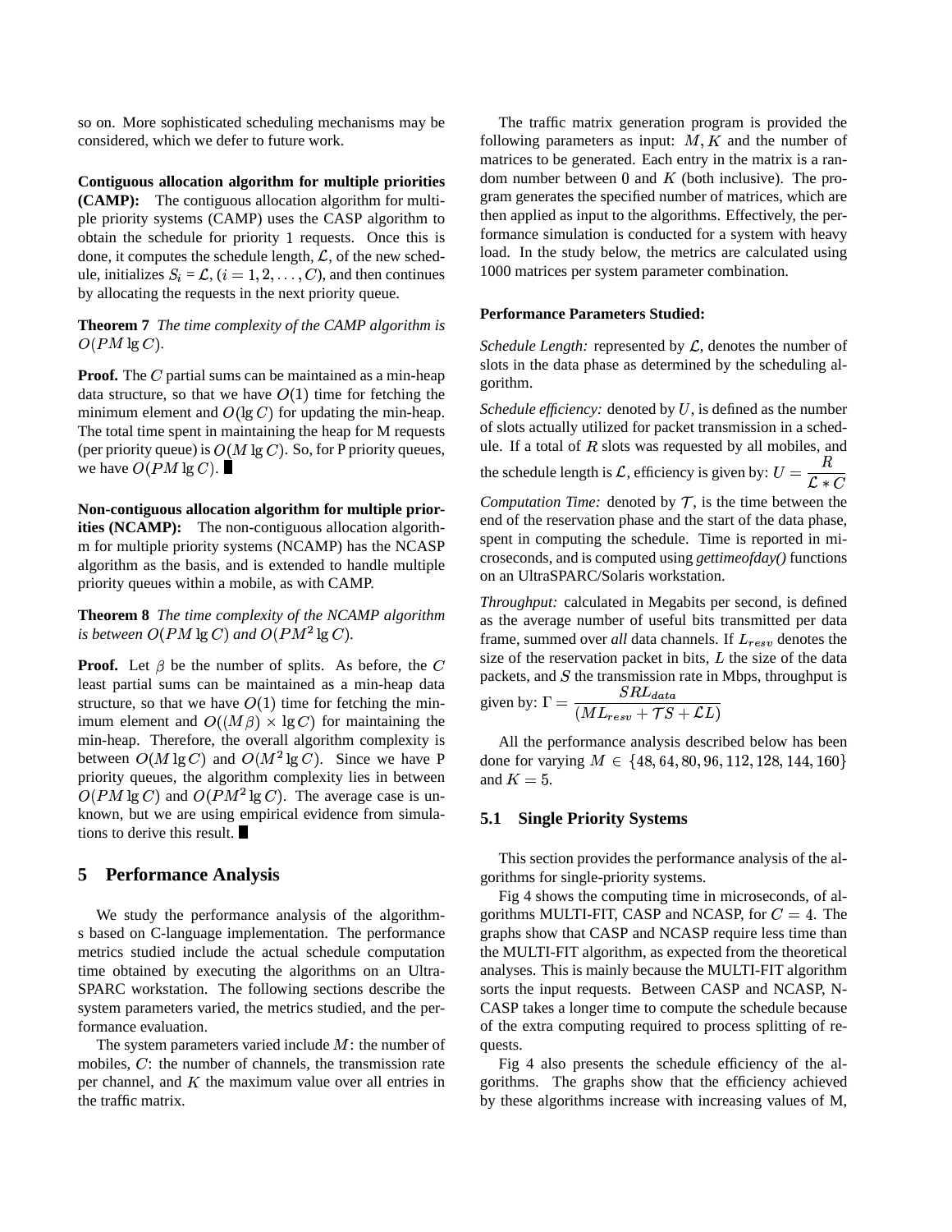so on. More sophisticated scheduling mechanisms may be considered, which we defer to future work.

**Contiguous allocation algorithm for multiple priorities (CAMP):** The contiguous allocation algorithm for multiple priority systems (CAMP) uses the CASP algorithm to obtain the schedule for priority 1 requests. Once this is done, it computes the schedule length, $\mathcal{L}$, of the new schedule, initializes $S_i = \mathcal{L}$, $(i = 1, 2, \ldots, C)$, and then continues by allocating the requests in the next priority queue.

**Theorem 7** *The time complexity of the CAMP algorithm is $O(PM \lg C)$.*

**Proof.** The $C$ partial sums can be maintained as a min-heap data structure, so that we have $O(1)$ time for fetching the minimum element and $O(\lg C)$ for updating the min-heap. The total time spent in maintaining the heap for M requests (per priority queue) is $O(M \lg C)$. So, for P priority queues, we have $O(PM \lg C)$. ∎

**Non-contiguous allocation algorithm for multiple priorities (NCAMP):** The non-contiguous allocation algorithm for multiple priority systems (NCAMP) has the NCASP algorithm as the basis, and is extended to handle multiple priority queues within a mobile, as with CAMP.

**Theorem 8** *The time complexity of the NCAMP algorithm is between $O(PM \lg C)$ and $O(PM^2 \lg C)$.*

**Proof.** Let $\beta$ be the number of splits. As before, the $C$ least partial sums can be maintained as a min-heap data structure, so that we have $O(1)$ time for fetching the minimum element and $O((M\beta) \times \lg C)$ for maintaining the min-heap. Therefore, the overall algorithm complexity is between $O(M \lg C)$ and $O(M^2 \lg C)$. Since we have P priority queues, the algorithm complexity lies in between $O(PM \lg C)$ and $O(PM^2 \lg C)$. The average case is unknown, but we are using empirical evidence from simulations to derive this result. ∎

## 5 Performance Analysis

We study the performance analysis of the algorithms based on C-language implementation. The performance metrics studied include the actual schedule computation time obtained by executing the algorithms on an UltraSPARC workstation. The following sections describe the system parameters varied, the metrics studied, and the performance evaluation.

The system parameters varied include $M$: the number of mobiles, $C$: the number of channels, the transmission rate per channel, and $K$ the maximum value over all entries in the traffic matrix.

The traffic matrix generation program is provided the following parameters as input: $M, K$ and the number of matrices to be generated. Each entry in the matrix is a random number between 0 and $K$ (both inclusive). The program generates the specified number of matrices, which are then applied as input to the algorithms. Effectively, the performance simulation is conducted for a system with heavy load. In the study below, the metrics are calculated using 1000 matrices per system parameter combination.

**Performance Parameters Studied:**

*Schedule Length:* represented by $\mathcal{L}$, denotes the number of slots in the data phase as determined by the scheduling algorithm.

*Schedule efficiency:* denoted by $U$, is defined as the number of slots actually utilized for packet transmission in a schedule. If a total of $R$ slots was requested by all mobiles, and the schedule length is $\mathcal{L}$, efficiency is given by: $U = \dfrac{R}{\mathcal{L} * C}$

*Computation Time:* denoted by $\mathcal{T}$, is the time between the end of the reservation phase and the start of the data phase, spent in computing the schedule. Time is reported in microseconds, and is computed using *gettimeofday()* functions on an UltraSPARC/Solaris workstation.

*Throughput:* calculated in Megabits per second, is defined as the average number of useful bits transmitted per data frame, summed over *all* data channels. If $L_{resv}$ denotes the size of the reservation packet in bits, $L$ the size of the data packets, and $S$ the transmission rate in Mbps, throughput is given by: $\Gamma = \dfrac{SRL_{data}}{(ML_{resv} + \mathcal{T}S + \mathcal{L}L)}$

All the performance analysis described below has been done for varying $M \in \{48, 64, 80, 96, 112, 128, 144, 160\}$ and $K = 5$.

### 5.1 Single Priority Systems

This section provides the performance analysis of the algorithms for single-priority systems.

Fig 4 shows the computing time in microseconds, of algorithms MULTI-FIT, CASP and NCASP, for $C = 4$. The graphs show that CASP and NCASP require less time than the MULTI-FIT algorithm, as expected from the theoretical analyses. This is mainly because the MULTI-FIT algorithm sorts the input requests. Between CASP and NCASP, NCASP takes a longer time to compute the schedule because of the extra computing required to process splitting of requests.

Fig 4 also presents the schedule efficiency of the algorithms. The graphs show that the efficiency achieved by these algorithms increase with increasing values of M,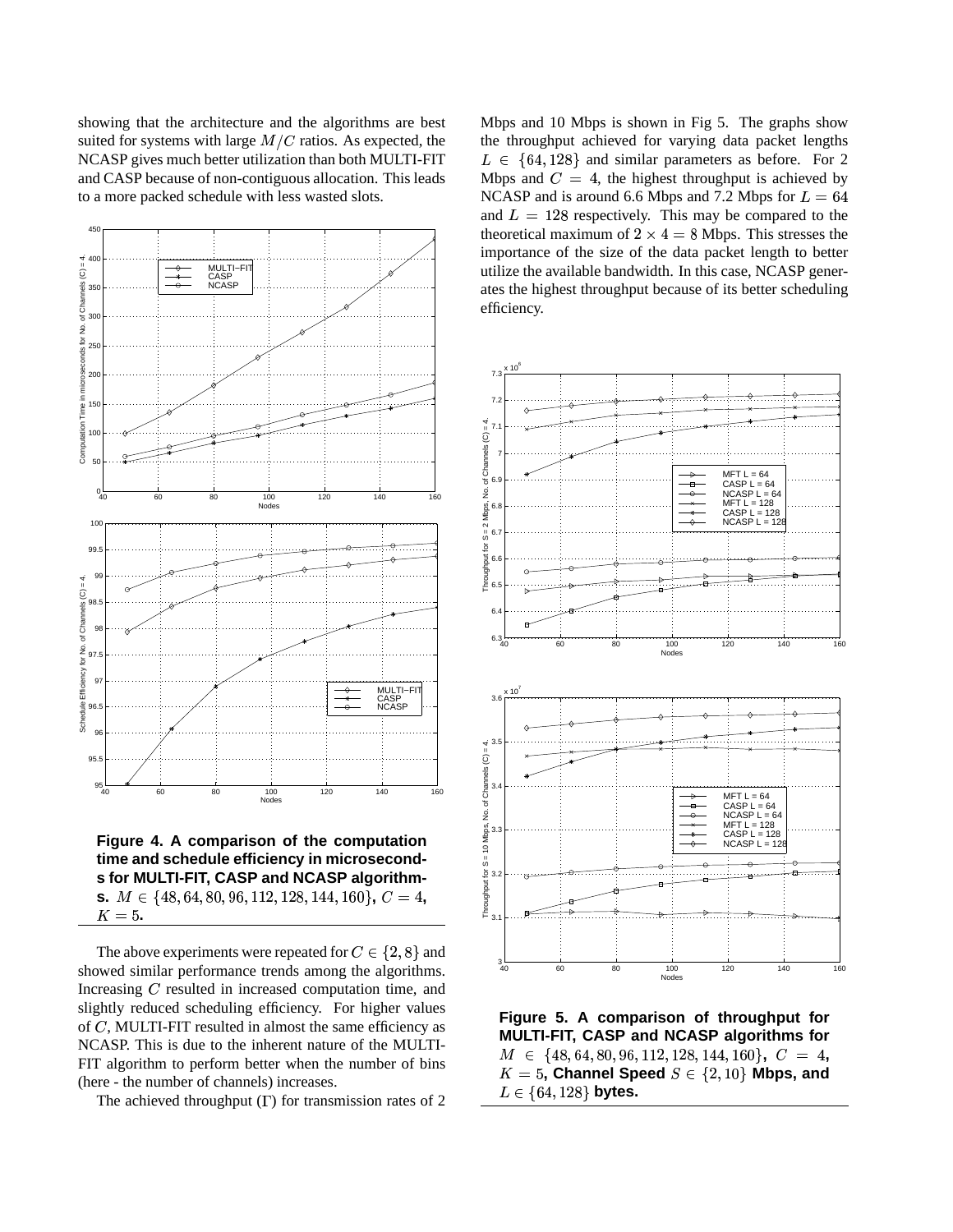showing that the architecture and the algorithms are best suited for systems with large $M/C$ ratios. As expected, the NCASP gives much better utilization than both MULTI-FIT and CASP because of non-contiguous allocation. This leads to a more packed schedule with less wasted slots.

**Figure 4. A comparison of the computation time and schedule efficiency in microseconds for MULTI-FIT, CASP and NCASP algorithms.** $M \in \{48, 64, 80, 96, 112, 128, 144, 160\}$, $C = 4$, $K = 5$.

The above experiments were repeated for $C \in \{2, 8\}$ and showed similar performance trends among the algorithms. Increasing $C$ resulted in increased computation time, and slightly reduced scheduling efficiency. For higher values of $C$, MULTI-FIT resulted in almost the same efficiency as NCASP. This is due to the inherent nature of the MULTI-FIT algorithm to perform better when the number of bins (here - the number of channels) increases.

The achieved throughput ($\Gamma$) for transmission rates of 2 Mbps and 10 Mbps is shown in Fig 5. The graphs show the throughput achieved for varying data packet lengths $L \in \{64, 128\}$ and similar parameters as before. For 2 Mbps and $C = 4$, the highest throughput is achieved by NCASP and is around 6.6 Mbps and 7.2 Mbps for $L = 64$ and $L = 128$ respectively. This may be compared to the theoretical maximum of $2 \times 4 = 8$ Mbps. This stresses the importance of the size of the data packet length to better utilize the available bandwidth. In this case, NCASP generates the highest throughput because of its better scheduling efficiency.

**Figure 5. A comparison of throughput for MULTI-FIT, CASP and NCASP algorithms for** $M \in \{48, 64, 80, 96, 112, 128, 144, 160\}$, $C = 4$, $K = 5$, **Channel Speed** $S \in \{2, 10\}$ **Mbps, and** $L \in \{64, 128\}$ **bytes.**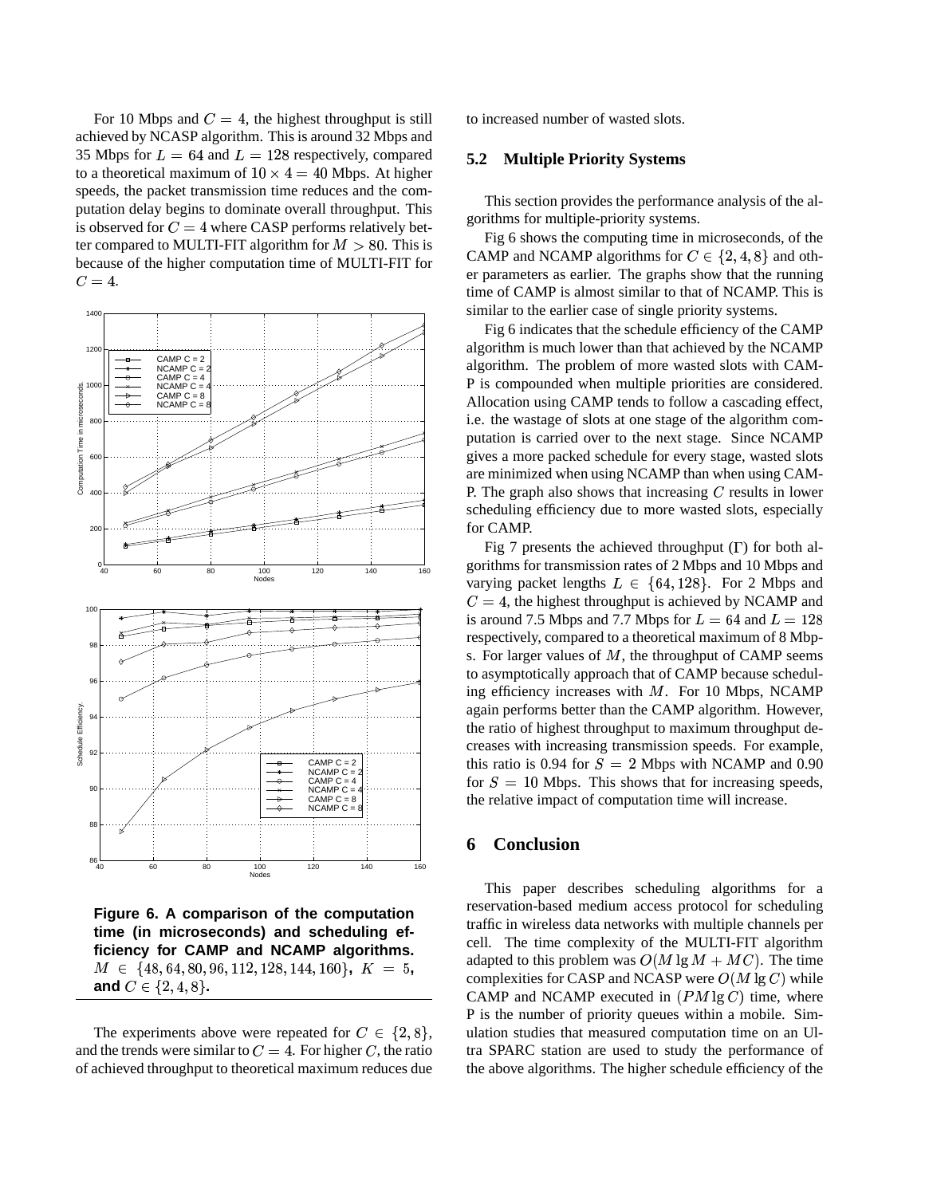For 10 Mbps and $C = 4$, the highest throughput is still achieved by NCASP algorithm. This is around 32 Mbps and 35 Mbps for $L = 64$ and $L = 128$ respectively, compared to a theoretical maximum of $10 \times 4 = 40$ Mbps. At higher speeds, the packet transmission time reduces and the computation delay begins to dominate overall throughput. This is observed for $C = 4$ where CASP performs relatively better compared to MULTI-FIT algorithm for $M > 80$. This is because of the higher computation time of MULTI-FIT for $C = 4$.

**Figure 6. A comparison of the computation time (in microseconds) and scheduling efficiency for CAMP and NCAMP algorithms. $M \in \{48, 64, 80, 96, 112, 128, 144, 160\}$, $K = 5$, and $C \in \{2, 4, 8\}$.**

The experiments above were repeated for $C \in \{2, 8\}$, and the trends were similar to $C = 4$. For higher $C$, the ratio of achieved throughput to theoretical maximum reduces due to increased number of wasted slots.

## 5.2 Multiple Priority Systems

This section provides the performance analysis of the algorithms for multiple-priority systems.

Fig 6 shows the computing time in microseconds, of the CAMP and NCAMP algorithms for $C \in \{2, 4, 8\}$ and other parameters as earlier. The graphs show that the running time of CAMP is almost similar to that of NCAMP. This is similar to the earlier case of single priority systems.

Fig 6 indicates that the schedule efficiency of the CAMP algorithm is much lower than that achieved by the NCAMP algorithm. The problem of more wasted slots with CAMP is compounded when multiple priorities are considered. Allocation using CAMP tends to follow a cascading effect, i.e. the wastage of slots at one stage of the algorithm computation is carried over to the next stage. Since NCAMP gives a more packed schedule for every stage, wasted slots are minimized when using NCAMP than when using CAMP. The graph also shows that increasing $C$ results in lower scheduling efficiency due to more wasted slots, especially for CAMP.

Fig 7 presents the achieved throughput ($\Gamma$) for both algorithms for transmission rates of 2 Mbps and 10 Mbps and varying packet lengths $L \in \{64, 128\}$. For 2 Mbps and $C = 4$, the highest throughput is achieved by NCAMP and is around 7.5 Mbps and 7.7 Mbps for $L = 64$ and $L = 128$ respectively, compared to a theoretical maximum of 8 Mbps. For larger values of $M$, the throughput of CAMP seems to asymptotically approach that of CAMP because scheduling efficiency increases with $M$. For 10 Mbps, NCAMP again performs better than the CAMP algorithm. However, the ratio of highest throughput to maximum throughput decreases with increasing transmission speeds. For example, this ratio is 0.94 for $S = 2$ Mbps with NCAMP and 0.90 for $S = 10$ Mbps. This shows that for increasing speeds, the relative impact of computation time will increase.

# 6 Conclusion

This paper describes scheduling algorithms for a reservation-based medium access protocol for scheduling traffic in wireless data networks with multiple channels per cell. The time complexity of the MULTI-FIT algorithm adapted to this problem was $O(M \lg M + MC)$. The time complexities for CASP and NCASP were $O(M \lg C)$ while CAMP and NCAMP executed in $(PM \lg C)$ time, where P is the number of priority queues within a mobile. Simulation studies that measured computation time on an Ultra SPARC station are used to study the performance of the above algorithms. The higher schedule efficiency of the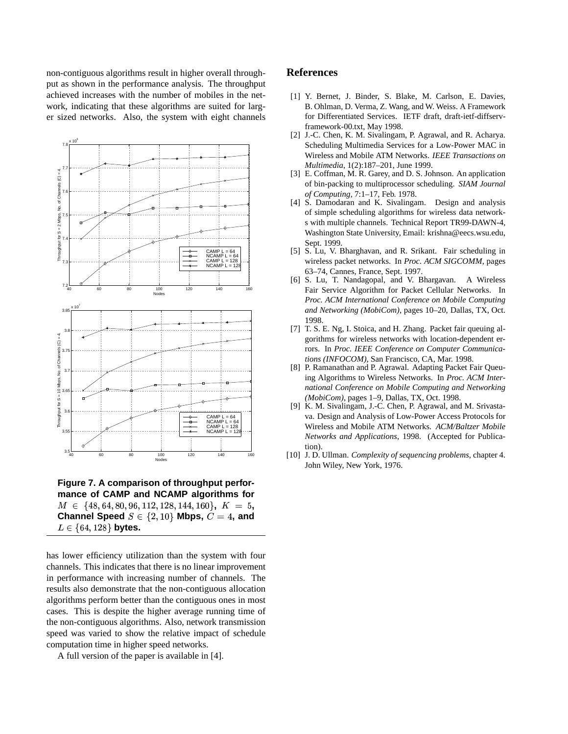non-contiguous algorithms result in higher overall throughput as shown in the performance analysis. The throughput achieved increases with the number of mobiles in the network, indicating that these algorithms are suited for larger sized networks. Also, the system with eight channels

x 10^6
7.8
7.7
7.6
7.5
7.4
7.3
7.2
Throughput for S = 2 Mbps, No. of Channels (C) = 4.
40 60 80 100 120 140 160
Nodes
CAMP L = 64
NCAMP L = 64
CAMP L = 128
NCAMP L = 128

x 10^7
3.85
3.8
3.75
3.7
3.65
3.6
3.55
3.5
Throughput for S = 10 Mbps, No. of Channels (C) = 4.
40 60 80 100 120 140 160
Nodes
CAMP L = 64
NCAMP L = 64
CAMP L = 128
NCAMP L = 128

**Figure 7. A comparison of throughput performance of CAMP and NCAMP algorithms for $M \in \{48, 64, 80, 96, 112, 128, 144, 160\}$, $K = 5$, Channel Speed $S \in \{2, 10\}$ Mbps, $C = 4$, and $L \in \{64, 128\}$ bytes.**

has lower efficiency utilization than the system with four channels. This indicates that there is no linear improvement in performance with increasing number of channels. The results also demonstrate that the non-contiguous allocation algorithms perform better than the contiguous ones in most cases. This is despite the higher average running time of the non-contiguous algorithms. Also, network transmission speed was varied to show the relative impact of schedule computation time in higher speed networks.

A full version of the paper is available in [4].

## References

[1] Y. Bernet, J. Binder, S. Blake, M. Carlson, E. Davies, B. Ohlman, D. Verma, Z. Wang, and W. Weiss. A Framework for Differentiated Services. IETF draft, draft-ietf-diffserv-framework-00.txt, May 1998.

[2] J.-C. Chen, K. M. Sivalingam, P. Agrawal, and R. Acharya. Scheduling Multimedia Services for a Low-Power MAC in Wireless and Mobile ATM Networks. *IEEE Transactions on Multimedia*, 1(2):187–201, June 1999.

[3] E. Coffman, M. R. Garey, and D. S. Johnson. An application of bin-packing to multiprocessor scheduling. *SIAM Journal of Computing*, 7:1–17, Feb. 1978.

[4] S. Damodaran and K. Sivalingam. Design and analysis of simple scheduling algorithms for wireless data networks with multiple channels. Technical Report TR99-DAWN-4, Washington State University, Email: krishna@eecs.wsu.edu, Sept. 1999.

[5] S. Lu, V. Bharghavan, and R. Srikant. Fair scheduling in wireless packet networks. In *Proc. ACM SIGCOMM*, pages 63–74, Cannes, France, Sept. 1997.

[6] S. Lu, T. Nandagopal, and V. Bhargavan. A Wireless Fair Service Algorithm for Packet Cellular Networks. In *Proc. ACM International Conference on Mobile Computing and Networking (MobiCom)*, pages 10–20, Dallas, TX, Oct. 1998.

[7] T. S. E. Ng, I. Stoica, and H. Zhang. Packet fair queuing algorithms for wireless networks with location-dependent errors. In *Proc. IEEE Conference on Computer Communications (INFOCOM)*, San Francisco, CA, Mar. 1998.

[8] P. Ramanathan and P. Agrawal. Adapting Packet Fair Queuing Algorithms to Wireless Networks. In *Proc. ACM International Conference on Mobile Computing and Networking (MobiCom)*, pages 1–9, Dallas, TX, Oct. 1998.

[9] K. M. Sivalingam, J.-C. Chen, P. Agrawal, and M. Srivastava. Design and Analysis of Low-Power Access Protocols for Wireless and Mobile ATM Networks. *ACM/Baltzer Mobile Networks and Applications*, 1998. (Accepted for Publication).

[10] J. D. Ullman. *Complexity of sequencing problems*, chapter 4. John Wiley, New York, 1976.